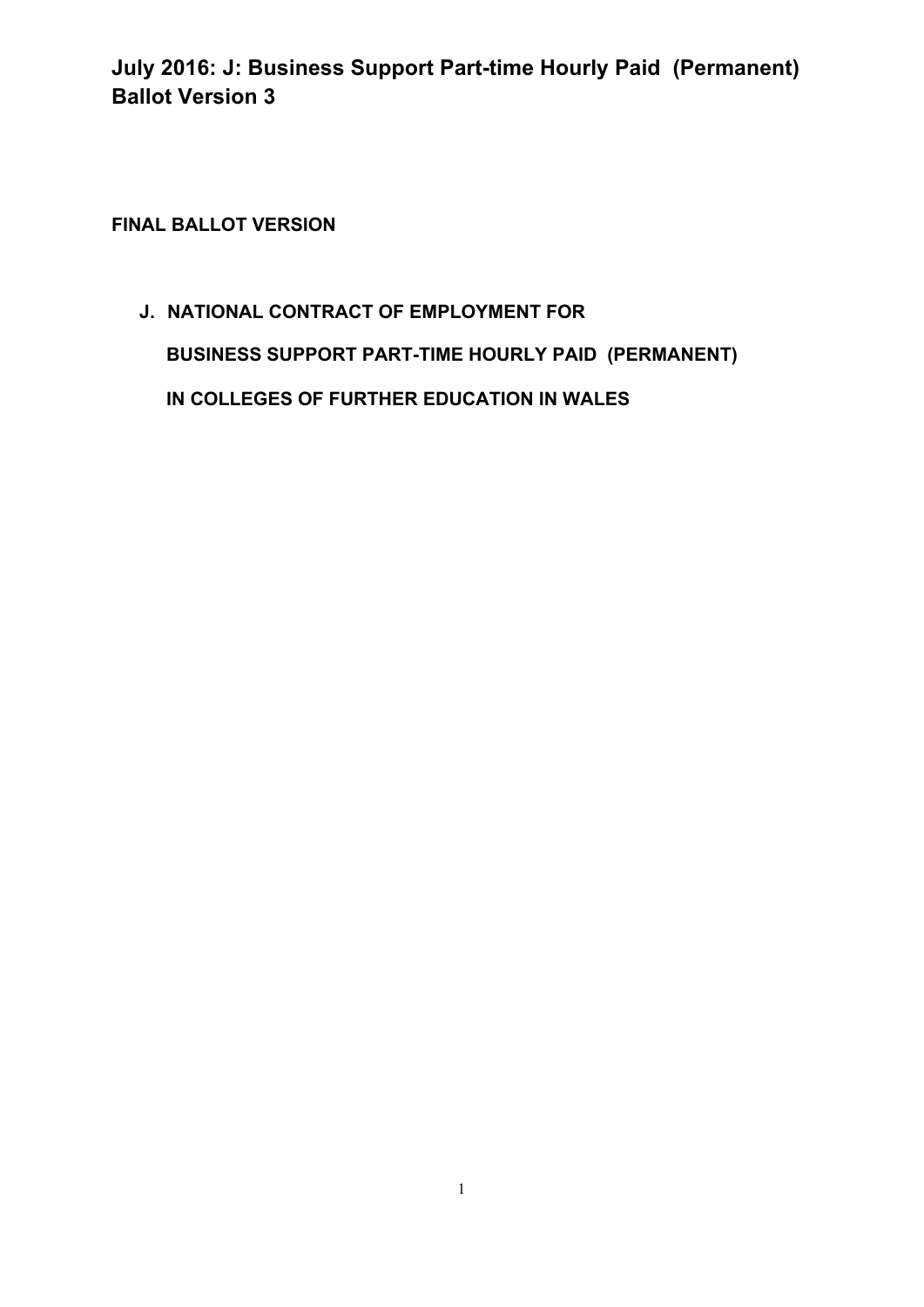# July 2016: J: Business Support Part-time Hourly Paid (Permanent) Ballot Version 3

**FINAL BALLOT VERSION**

## J. NATIONAL CONTRACT OF EMPLOYMENT FOR BUSINESS SUPPORT PART-TIME HOURLY PAID (PERMANENT) IN COLLEGES OF FURTHER EDUCATION IN WALES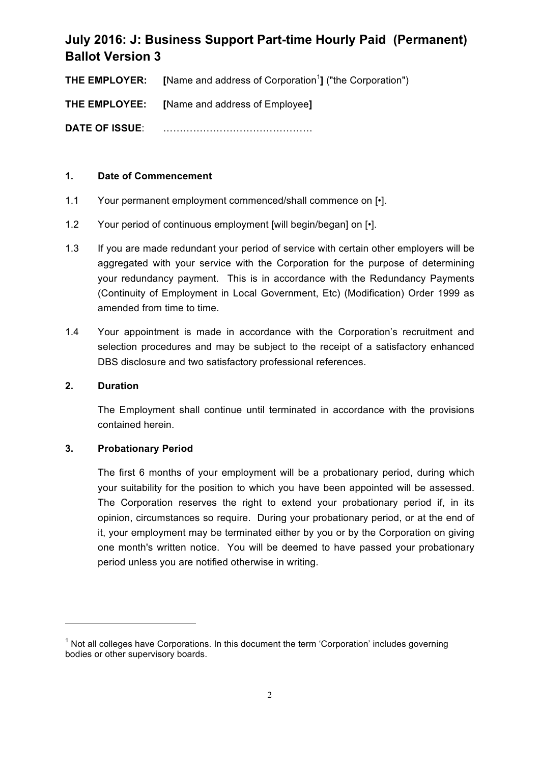# July 2016: J: Business Support Part-time Hourly Paid (Permanent) Ballot Version 3

**THE EMPLOYER:** **[**Name and address of Corporation[1]**]** ("the Corporation")

**THE EMPLOYEE:** **[**Name and address of Employee**]**

**DATE OF ISSUE**: ………………………………………

## 1. Date of Commencement

1.1 Your permanent employment commenced/shall commence on [•].

1.2 Your period of continuous employment [will begin/began] on [•].

1.3 If you are made redundant your period of service with certain other employers will be aggregated with your service with the Corporation for the purpose of determining your redundancy payment. This is in accordance with the Redundancy Payments (Continuity of Employment in Local Government, Etc) (Modification) Order 1999 as amended from time to time.

1.4 Your appointment is made in accordance with the Corporation's recruitment and selection procedures and may be subject to the receipt of a satisfactory enhanced DBS disclosure and two satisfactory professional references.

## 2. Duration

The Employment shall continue until terminated in accordance with the provisions contained herein.

## 3. Probationary Period

The first 6 months of your employment will be a probationary period, during which your suitability for the position to which you have been appointed will be assessed. The Corporation reserves the right to extend your probationary period if, in its opinion, circumstances so require. During your probationary period, or at the end of it, your employment may be terminated either by you or by the Corporation on giving one month's written notice. You will be deemed to have passed your probationary period unless you are notified otherwise in writing.

---

[1] Not all colleges have Corporations. In this document the term 'Corporation' includes governing bodies or other supervisory boards.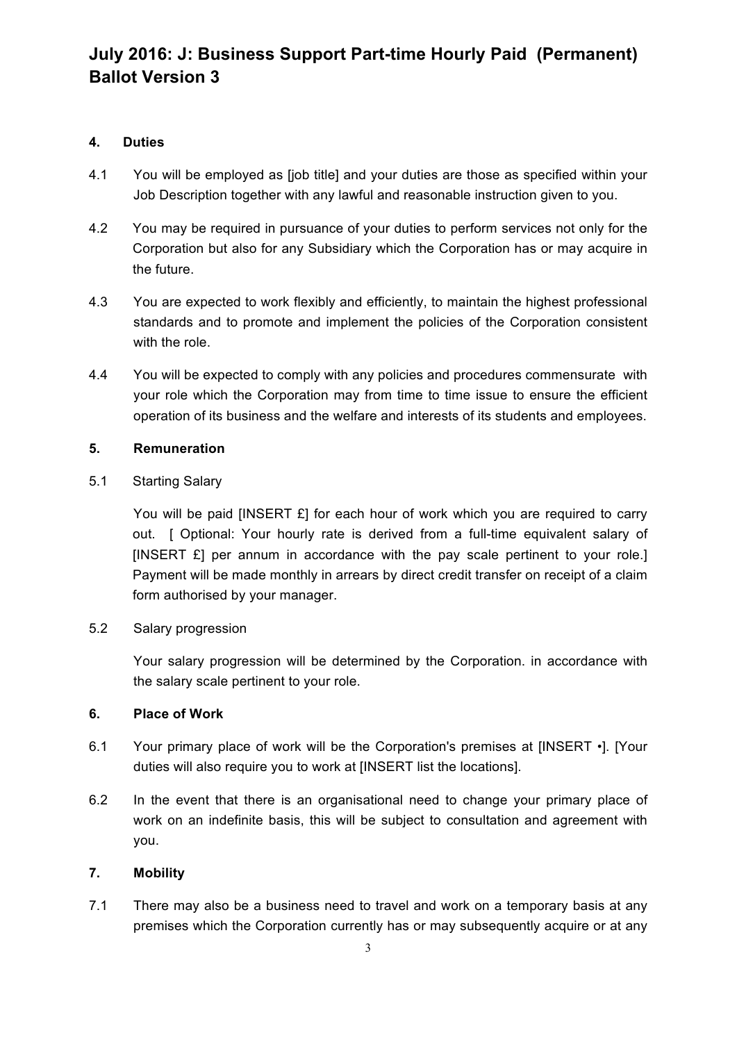# July 2016: J: Business Support Part-time Hourly Paid (Permanent) Ballot Version 3

### 4. Duties

4.1 You will be employed as [job title] and your duties are those as specified within your Job Description together with any lawful and reasonable instruction given to you.

4.2 You may be required in pursuance of your duties to perform services not only for the Corporation but also for any Subsidiary which the Corporation has or may acquire in the future.

4.3 You are expected to work flexibly and efficiently, to maintain the highest professional standards and to promote and implement the policies of the Corporation consistent with the role.

4.4 You will be expected to comply with any policies and procedures commensurate with your role which the Corporation may from time to time issue to ensure the efficient operation of its business and the welfare and interests of its students and employees.

### 5. Remuneration

5.1 Starting Salary

You will be paid [INSERT £] for each hour of work which you are required to carry out. [ Optional: Your hourly rate is derived from a full-time equivalent salary of [INSERT £] per annum in accordance with the pay scale pertinent to your role.] Payment will be made monthly in arrears by direct credit transfer on receipt of a claim form authorised by your manager.

5.2 Salary progression

Your salary progression will be determined by the Corporation. in accordance with the salary scale pertinent to your role.

### 6. Place of Work

6.1 Your primary place of work will be the Corporation's premises at [INSERT •]. [Your duties will also require you to work at [INSERT list the locations].

6.2 In the event that there is an organisational need to change your primary place of work on an indefinite basis, this will be subject to consultation and agreement with you.

### 7. Mobility

7.1 There may also be a business need to travel and work on a temporary basis at any premises which the Corporation currently has or may subsequently acquire or at any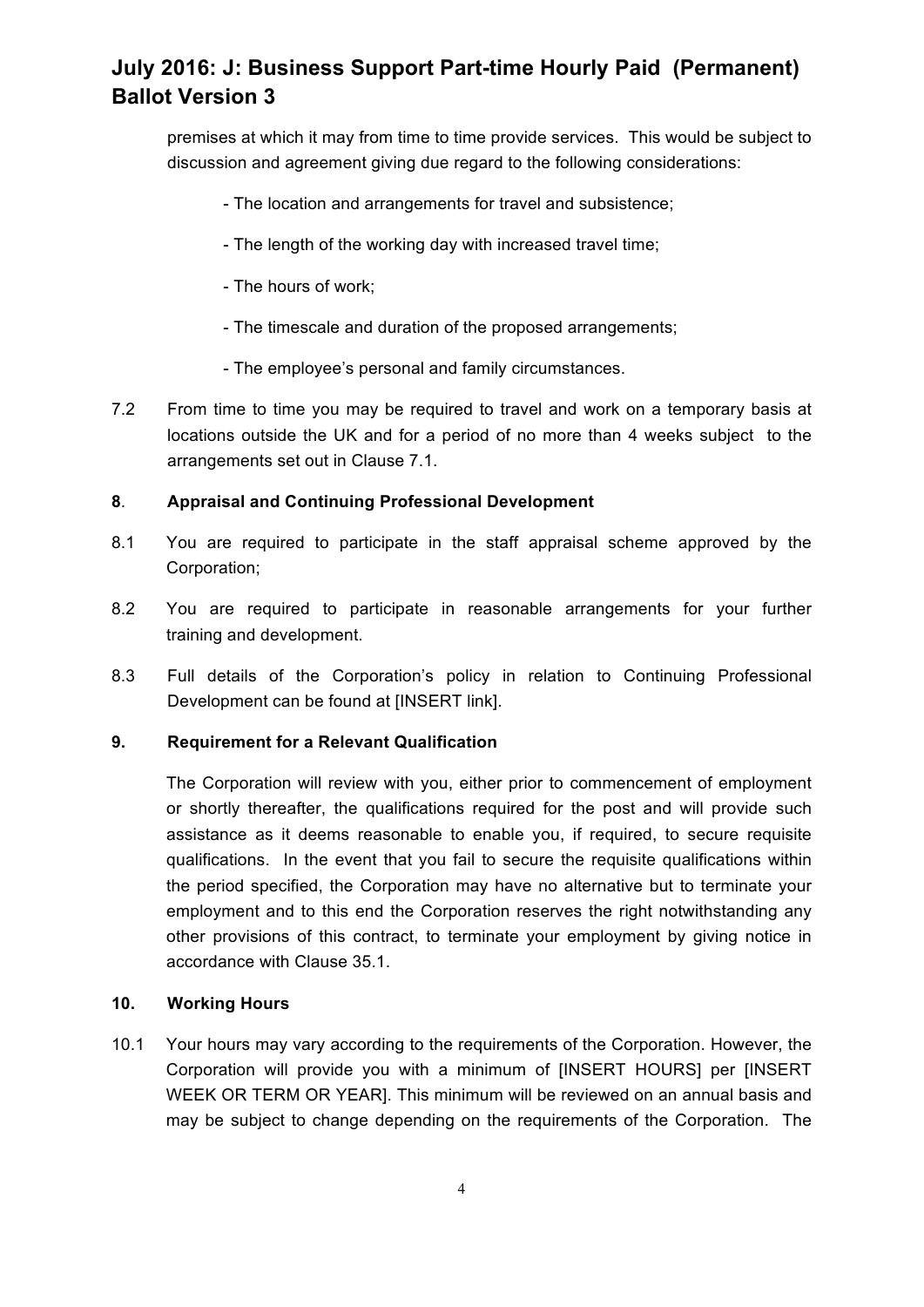premises at which it may from time to time provide services. This would be subject to discussion and agreement giving due regard to the following considerations:

- The location and arrangements for travel and subsistence;
- The length of the working day with increased travel time;
- The hours of work;
- The timescale and duration of the proposed arrangements;
- The employee's personal and family circumstances.

7.2 From time to time you may be required to travel and work on a temporary basis at locations outside the UK and for a period of no more than 4 weeks subject to the arrangements set out in Clause 7.1.

## 8. Appraisal and Continuing Professional Development

8.1 You are required to participate in the staff appraisal scheme approved by the Corporation;

8.2 You are required to participate in reasonable arrangements for your further training and development.

8.3 Full details of the Corporation's policy in relation to Continuing Professional Development can be found at [INSERT link].

## 9. Requirement for a Relevant Qualification

The Corporation will review with you, either prior to commencement of employment or shortly thereafter, the qualifications required for the post and will provide such assistance as it deems reasonable to enable you, if required, to secure requisite qualifications. In the event that you fail to secure the requisite qualifications within the period specified, the Corporation may have no alternative but to terminate your employment and to this end the Corporation reserves the right notwithstanding any other provisions of this contract, to terminate your employment by giving notice in accordance with Clause 35.1.

## 10. Working Hours

10.1 Your hours may vary according to the requirements of the Corporation. However, the Corporation will provide you with a minimum of [INSERT HOURS] per [INSERT WEEK OR TERM OR YEAR]. This minimum will be reviewed on an annual basis and may be subject to change depending on the requirements of the Corporation. The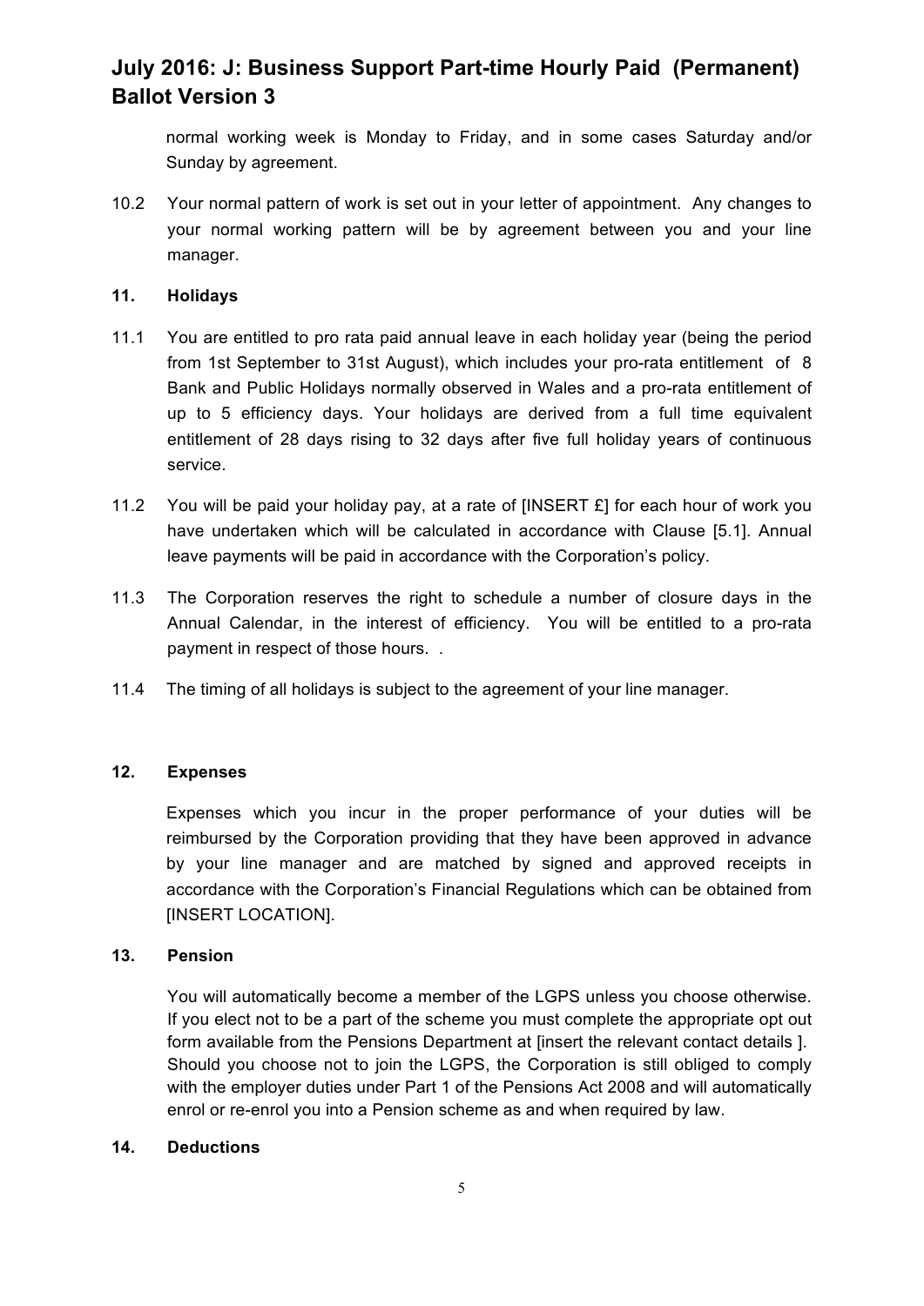normal working week is Monday to Friday, and in some cases Saturday and/or Sunday by agreement.

10.2 Your normal pattern of work is set out in your letter of appointment. Any changes to your normal working pattern will be by agreement between you and your line manager.

## 11. Holidays

11.1 You are entitled to pro rata paid annual leave in each holiday year (being the period from 1st September to 31st August), which includes your pro-rata entitlement of 8 Bank and Public Holidays normally observed in Wales and a pro-rata entitlement of up to 5 efficiency days. Your holidays are derived from a full time equivalent entitlement of 28 days rising to 32 days after five full holiday years of continuous service.

11.2 You will be paid your holiday pay, at a rate of [INSERT £] for each hour of work you have undertaken which will be calculated in accordance with Clause [5.1]. Annual leave payments will be paid in accordance with the Corporation's policy.

11.3 The Corporation reserves the right to schedule a number of closure days in the Annual Calendar, in the interest of efficiency. You will be entitled to a pro-rata payment in respect of those hours. .

11.4 The timing of all holidays is subject to the agreement of your line manager.

## 12. Expenses

Expenses which you incur in the proper performance of your duties will be reimbursed by the Corporation providing that they have been approved in advance by your line manager and are matched by signed and approved receipts in accordance with the Corporation's Financial Regulations which can be obtained from [INSERT LOCATION].

## 13. Pension

You will automatically become a member of the LGPS unless you choose otherwise. If you elect not to be a part of the scheme you must complete the appropriate opt out form available from the Pensions Department at [insert the relevant contact details ]. Should you choose not to join the LGPS, the Corporation is still obliged to comply with the employer duties under Part 1 of the Pensions Act 2008 and will automatically enrol or re-enrol you into a Pension scheme as and when required by law.

## 14. Deductions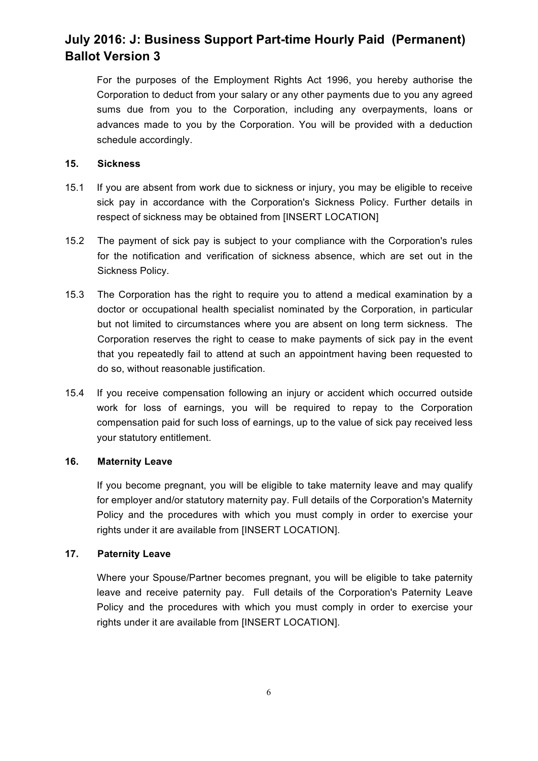For the purposes of the Employment Rights Act 1996, you hereby authorise the Corporation to deduct from your salary or any other payments due to you any agreed sums due from you to the Corporation, including any overpayments, loans or advances made to you by the Corporation. You will be provided with a deduction schedule accordingly.

## 15. Sickness

15.1 If you are absent from work due to sickness or injury, you may be eligible to receive sick pay in accordance with the Corporation's Sickness Policy. Further details in respect of sickness may be obtained from [INSERT LOCATION]

15.2 The payment of sick pay is subject to your compliance with the Corporation's rules for the notification and verification of sickness absence, which are set out in the Sickness Policy.

15.3 The Corporation has the right to require you to attend a medical examination by a doctor or occupational health specialist nominated by the Corporation, in particular but not limited to circumstances where you are absent on long term sickness. The Corporation reserves the right to cease to make payments of sick pay in the event that you repeatedly fail to attend at such an appointment having been requested to do so, without reasonable justification.

15.4 If you receive compensation following an injury or accident which occurred outside work for loss of earnings, you will be required to repay to the Corporation compensation paid for such loss of earnings, up to the value of sick pay received less your statutory entitlement.

## 16. Maternity Leave

If you become pregnant, you will be eligible to take maternity leave and may qualify for employer and/or statutory maternity pay. Full details of the Corporation's Maternity Policy and the procedures with which you must comply in order to exercise your rights under it are available from [INSERT LOCATION].

## 17. Paternity Leave

Where your Spouse/Partner becomes pregnant, you will be eligible to take paternity leave and receive paternity pay. Full details of the Corporation's Paternity Leave Policy and the procedures with which you must comply in order to exercise your rights under it are available from [INSERT LOCATION].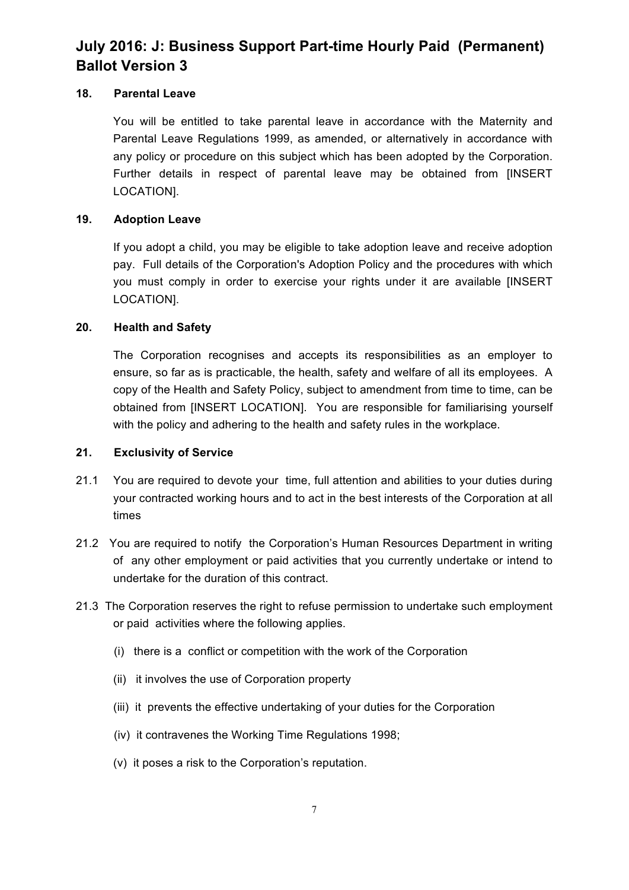### 18. Parental Leave

You will be entitled to take parental leave in accordance with the Maternity and Parental Leave Regulations 1999, as amended, or alternatively in accordance with any policy or procedure on this subject which has been adopted by the Corporation. Further details in respect of parental leave may be obtained from [INSERT LOCATION].

### 19. Adoption Leave

If you adopt a child, you may be eligible to take adoption leave and receive adoption pay. Full details of the Corporation's Adoption Policy and the procedures with which you must comply in order to exercise your rights under it are available [INSERT LOCATION].

### 20. Health and Safety

The Corporation recognises and accepts its responsibilities as an employer to ensure, so far as is practicable, the health, safety and welfare of all its employees. A copy of the Health and Safety Policy, subject to amendment from time to time, can be obtained from [INSERT LOCATION]. You are responsible for familiarising yourself with the policy and adhering to the health and safety rules in the workplace.

### 21. Exclusivity of Service

21.1 You are required to devote your time, full attention and abilities to your duties during your contracted working hours and to act in the best interests of the Corporation at all times

21.2 You are required to notify the Corporation's Human Resources Department in writing of any other employment or paid activities that you currently undertake or intend to undertake for the duration of this contract.

21.3 The Corporation reserves the right to refuse permission to undertake such employment or paid activities where the following applies.

(i) there is a conflict or competition with the work of the Corporation

(ii) it involves the use of Corporation property

(iii) it prevents the effective undertaking of your duties for the Corporation

(iv) it contravenes the Working Time Regulations 1998;

(v) it poses a risk to the Corporation's reputation.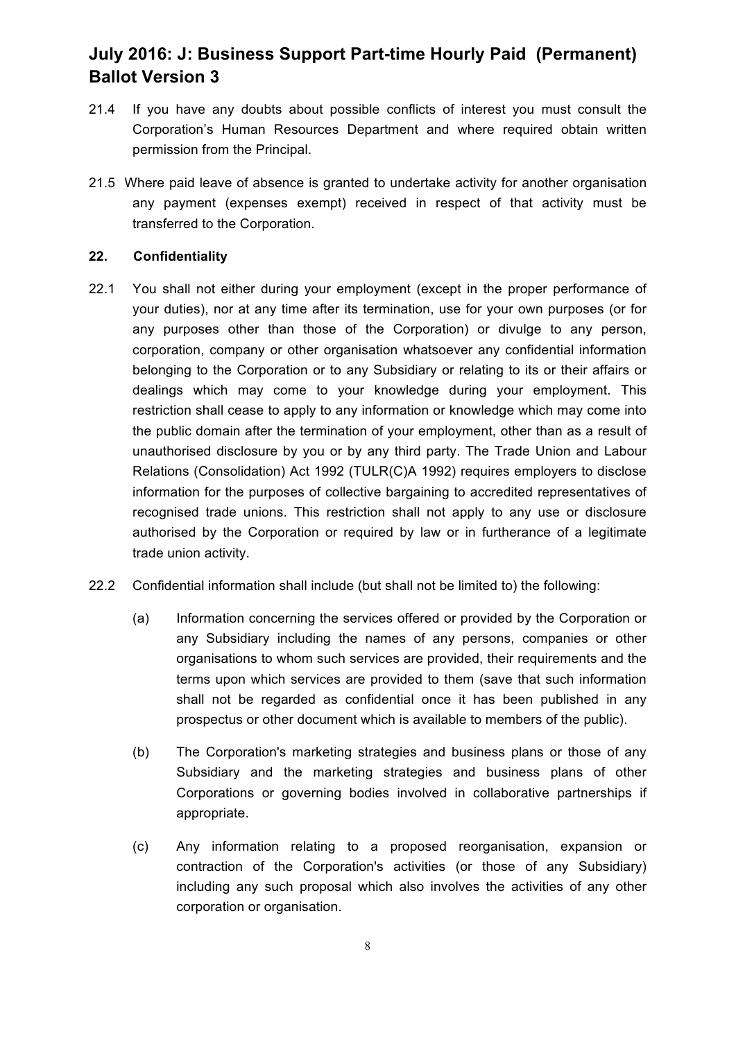21.4 If you have any doubts about possible conflicts of interest you must consult the Corporation's Human Resources Department and where required obtain written permission from the Principal.

21.5 Where paid leave of absence is granted to undertake activity for another organisation any payment (expenses exempt) received in respect of that activity must be transferred to the Corporation.

## 22. Confidentiality

22.1 You shall not either during your employment (except in the proper performance of your duties), nor at any time after its termination, use for your own purposes (or for any purposes other than those of the Corporation) or divulge to any person, corporation, company or other organisation whatsoever any confidential information belonging to the Corporation or to any Subsidiary or relating to its or their affairs or dealings which may come to your knowledge during your employment. This restriction shall cease to apply to any information or knowledge which may come into the public domain after the termination of your employment, other than as a result of unauthorised disclosure by you or by any third party. The Trade Union and Labour Relations (Consolidation) Act 1992 (TULR(C)A 1992) requires employers to disclose information for the purposes of collective bargaining to accredited representatives of recognised trade unions. This restriction shall not apply to any use or disclosure authorised by the Corporation or required by law or in furtherance of a legitimate trade union activity.

22.2 Confidential information shall include (but shall not be limited to) the following:

(a) Information concerning the services offered or provided by the Corporation or any Subsidiary including the names of any persons, companies or other organisations to whom such services are provided, their requirements and the terms upon which services are provided to them (save that such information shall not be regarded as confidential once it has been published in any prospectus or other document which is available to members of the public).

(b) The Corporation's marketing strategies and business plans or those of any Subsidiary and the marketing strategies and business plans of other Corporations or governing bodies involved in collaborative partnerships if appropriate.

(c) Any information relating to a proposed reorganisation, expansion or contraction of the Corporation's activities (or those of any Subsidiary) including any such proposal which also involves the activities of any other corporation or organisation.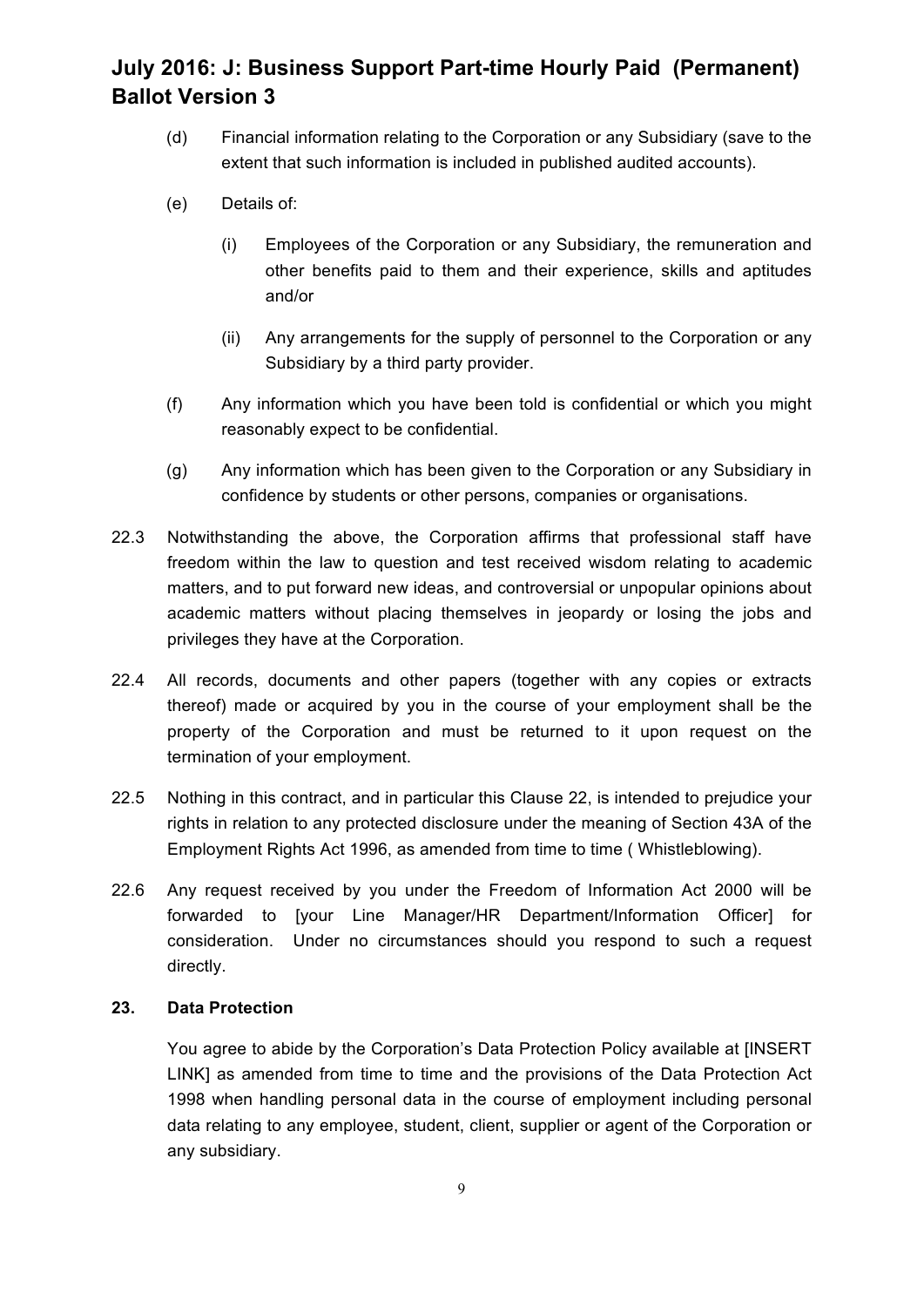(d) Financial information relating to the Corporation or any Subsidiary (save to the extent that such information is included in published audited accounts).

(e) Details of:

(i) Employees of the Corporation or any Subsidiary, the remuneration and other benefits paid to them and their experience, skills and aptitudes and/or

(ii) Any arrangements for the supply of personnel to the Corporation or any Subsidiary by a third party provider.

(f) Any information which you have been told is confidential or which you might reasonably expect to be confidential.

(g) Any information which has been given to the Corporation or any Subsidiary in confidence by students or other persons, companies or organisations.

22.3 Notwithstanding the above, the Corporation affirms that professional staff have freedom within the law to question and test received wisdom relating to academic matters, and to put forward new ideas, and controversial or unpopular opinions about academic matters without placing themselves in jeopardy or losing the jobs and privileges they have at the Corporation.

22.4 All records, documents and other papers (together with any copies or extracts thereof) made or acquired by you in the course of your employment shall be the property of the Corporation and must be returned to it upon request on the termination of your employment.

22.5 Nothing in this contract, and in particular this Clause 22, is intended to prejudice your rights in relation to any protected disclosure under the meaning of Section 43A of the Employment Rights Act 1996, as amended from time to time ( Whistleblowing).

22.6 Any request received by you under the Freedom of Information Act 2000 will be forwarded to [your Line Manager/HR Department/Information Officer] for consideration. Under no circumstances should you respond to such a request directly.

**23. Data Protection**

You agree to abide by the Corporation's Data Protection Policy available at [INSERT LINK] as amended from time to time and the provisions of the Data Protection Act 1998 when handling personal data in the course of employment including personal data relating to any employee, student, client, supplier or agent of the Corporation or any subsidiary.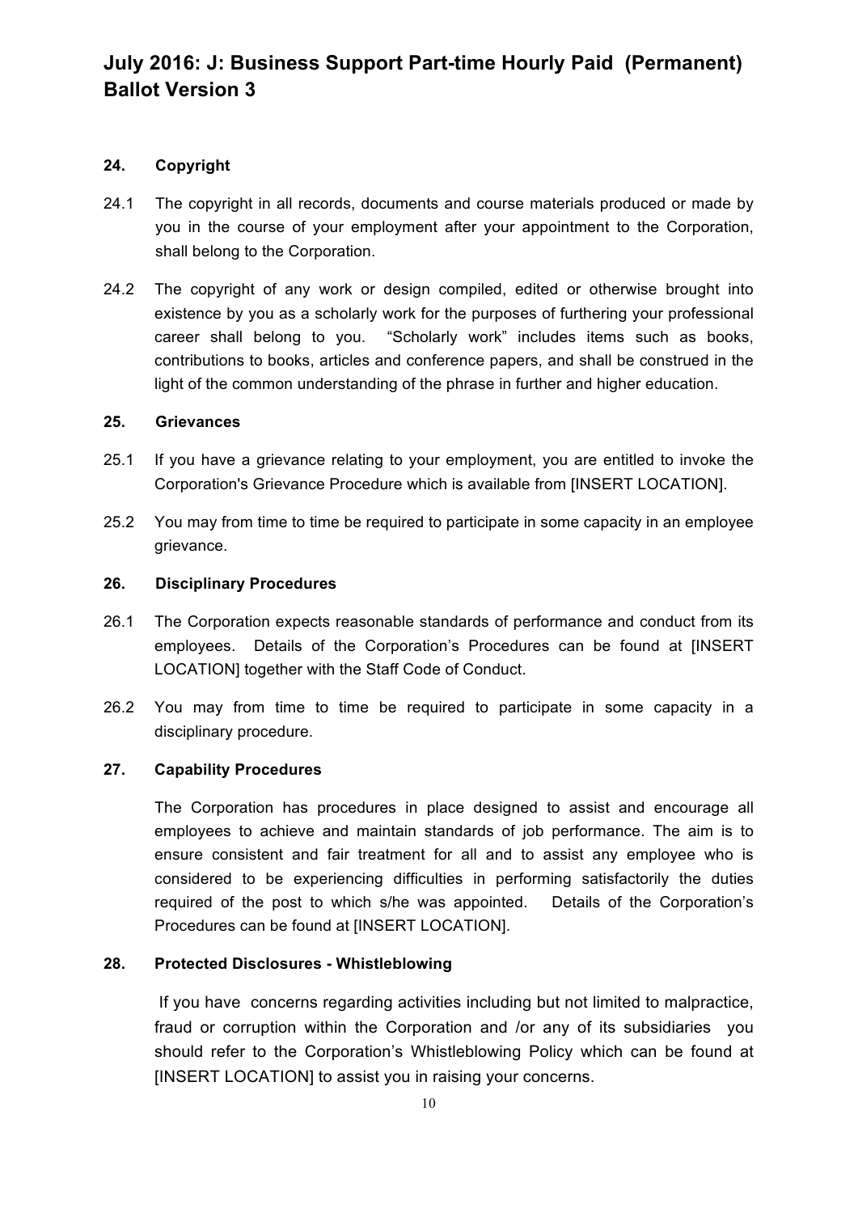## 24. Copyright

24.1 The copyright in all records, documents and course materials produced or made by you in the course of your employment after your appointment to the Corporation, shall belong to the Corporation.

24.2 The copyright of any work or design compiled, edited or otherwise brought into existence by you as a scholarly work for the purposes of furthering your professional career shall belong to you. "Scholarly work" includes items such as books, contributions to books, articles and conference papers, and shall be construed in the light of the common understanding of the phrase in further and higher education.

## 25. Grievances

25.1 If you have a grievance relating to your employment, you are entitled to invoke the Corporation's Grievance Procedure which is available from [INSERT LOCATION].

25.2 You may from time to time be required to participate in some capacity in an employee grievance.

## 26. Disciplinary Procedures

26.1 The Corporation expects reasonable standards of performance and conduct from its employees. Details of the Corporation's Procedures can be found at [INSERT LOCATION] together with the Staff Code of Conduct.

26.2 You may from time to time be required to participate in some capacity in a disciplinary procedure.

## 27. Capability Procedures

The Corporation has procedures in place designed to assist and encourage all employees to achieve and maintain standards of job performance. The aim is to ensure consistent and fair treatment for all and to assist any employee who is considered to be experiencing difficulties in performing satisfactorily the duties required of the post to which s/he was appointed. Details of the Corporation's Procedures can be found at [INSERT LOCATION].

## 28. Protected Disclosures - Whistleblowing

If you have concerns regarding activities including but not limited to malpractice, fraud or corruption within the Corporation and /or any of its subsidiaries you should refer to the Corporation's Whistleblowing Policy which can be found at [INSERT LOCATION] to assist you in raising your concerns.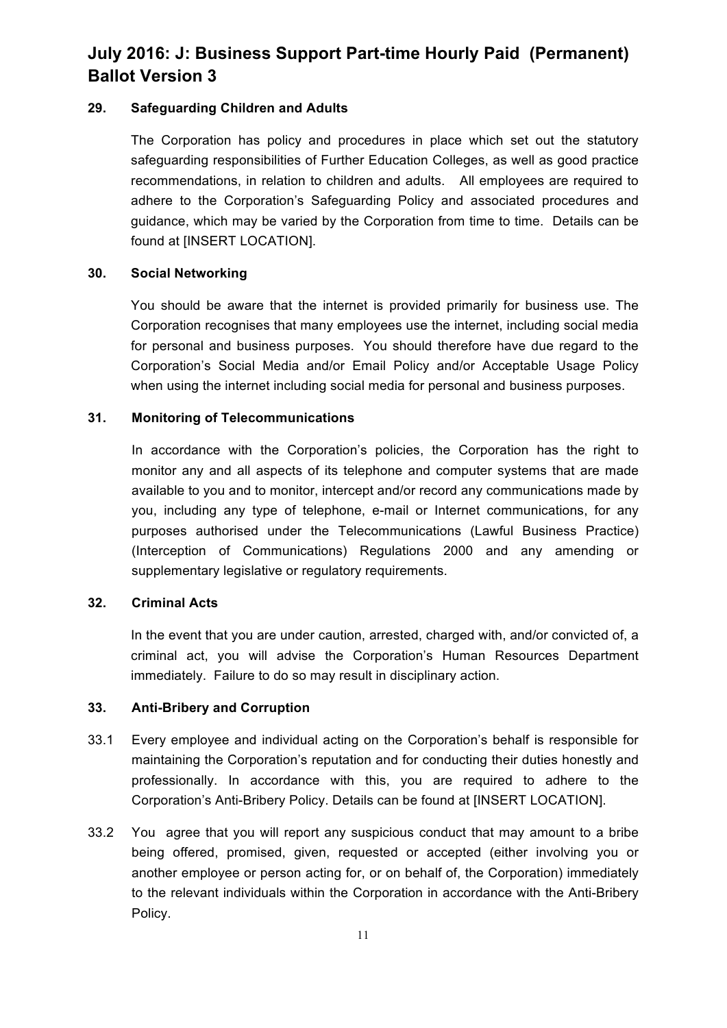## 29. Safeguarding Children and Adults

The Corporation has policy and procedures in place which set out the statutory safeguarding responsibilities of Further Education Colleges, as well as good practice recommendations, in relation to children and adults. All employees are required to adhere to the Corporation's Safeguarding Policy and associated procedures and guidance, which may be varied by the Corporation from time to time. Details can be found at [INSERT LOCATION].

## 30. Social Networking

You should be aware that the internet is provided primarily for business use. The Corporation recognises that many employees use the internet, including social media for personal and business purposes. You should therefore have due regard to the Corporation's Social Media and/or Email Policy and/or Acceptable Usage Policy when using the internet including social media for personal and business purposes.

## 31. Monitoring of Telecommunications

In accordance with the Corporation's policies, the Corporation has the right to monitor any and all aspects of its telephone and computer systems that are made available to you and to monitor, intercept and/or record any communications made by you, including any type of telephone, e-mail or Internet communications, for any purposes authorised under the Telecommunications (Lawful Business Practice) (Interception of Communications) Regulations 2000 and any amending or supplementary legislative or regulatory requirements.

## 32. Criminal Acts

In the event that you are under caution, arrested, charged with, and/or convicted of, a criminal act, you will advise the Corporation's Human Resources Department immediately. Failure to do so may result in disciplinary action.

## 33. Anti-Bribery and Corruption

33.1 Every employee and individual acting on the Corporation's behalf is responsible for maintaining the Corporation's reputation and for conducting their duties honestly and professionally. In accordance with this, you are required to adhere to the Corporation's Anti-Bribery Policy. Details can be found at [INSERT LOCATION].

33.2 You agree that you will report any suspicious conduct that may amount to a bribe being offered, promised, given, requested or accepted (either involving you or another employee or person acting for, or on behalf of, the Corporation) immediately to the relevant individuals within the Corporation in accordance with the Anti-Bribery Policy.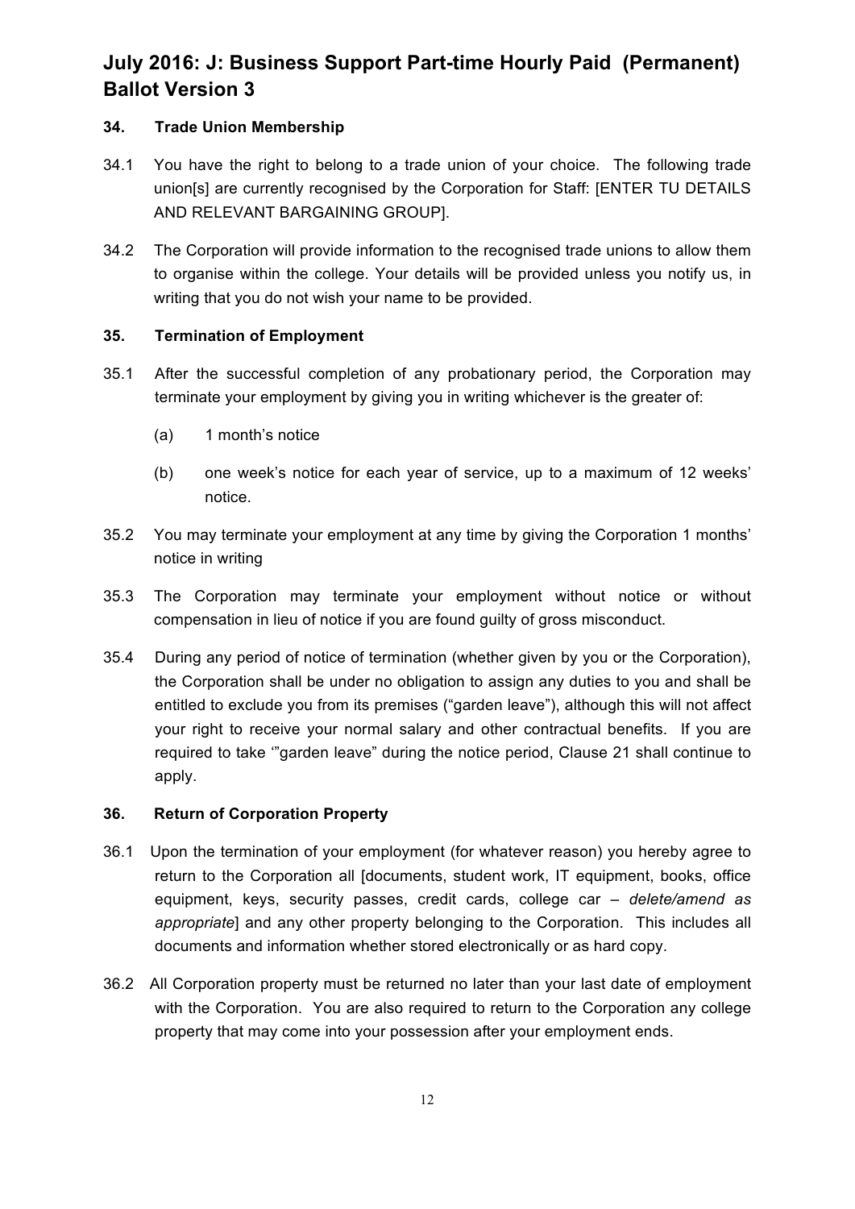# July 2016: J: Business Support Part-time Hourly Paid (Permanent) Ballot Version 3

### 34. Trade Union Membership

34.1 You have the right to belong to a trade union of your choice. The following trade union[s] are currently recognised by the Corporation for Staff: [ENTER TU DETAILS AND RELEVANT BARGAINING GROUP].

34.2 The Corporation will provide information to the recognised trade unions to allow them to organise within the college. Your details will be provided unless you notify us, in writing that you do not wish your name to be provided.

### 35. Termination of Employment

35.1 After the successful completion of any probationary period, the Corporation may terminate your employment by giving you in writing whichever is the greater of:

(a) 1 month's notice

(b) one week's notice for each year of service, up to a maximum of 12 weeks' notice.

35.2 You may terminate your employment at any time by giving the Corporation 1 months' notice in writing

35.3 The Corporation may terminate your employment without notice or without compensation in lieu of notice if you are found guilty of gross misconduct.

35.4 During any period of notice of termination (whether given by you or the Corporation), the Corporation shall be under no obligation to assign any duties to you and shall be entitled to exclude you from its premises ("garden leave"), although this will not affect your right to receive your normal salary and other contractual benefits. If you are required to take '"garden leave" during the notice period, Clause 21 shall continue to apply.

### 36. Return of Corporation Property

36.1 Upon the termination of your employment (for whatever reason) you hereby agree to return to the Corporation all [documents, student work, IT equipment, books, office equipment, keys, security passes, credit cards, college car – *delete/amend as appropriate*] and any other property belonging to the Corporation. This includes all documents and information whether stored electronically or as hard copy.

36.2 All Corporation property must be returned no later than your last date of employment with the Corporation. You are also required to return to the Corporation any college property that may come into your possession after your employment ends.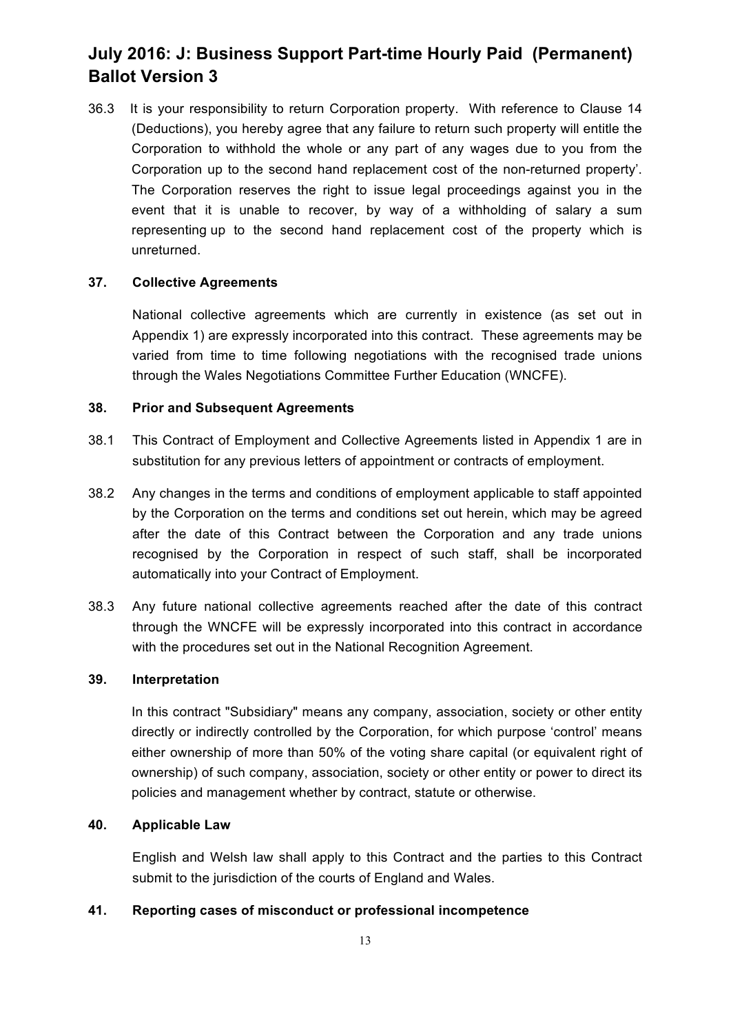36.3 It is your responsibility to return Corporation property. With reference to Clause 14 (Deductions), you hereby agree that any failure to return such property will entitle the Corporation to withhold the whole or any part of any wages due to you from the Corporation up to the second hand replacement cost of the non-returned property'. The Corporation reserves the right to issue legal proceedings against you in the event that it is unable to recover, by way of a withholding of salary a sum representing up to the second hand replacement cost of the property which is unreturned.

**37. Collective Agreements**

National collective agreements which are currently in existence (as set out in Appendix 1) are expressly incorporated into this contract. These agreements may be varied from time to time following negotiations with the recognised trade unions through the Wales Negotiations Committee Further Education (WNCFE).

**38. Prior and Subsequent Agreements**

38.1 This Contract of Employment and Collective Agreements listed in Appendix 1 are in substitution for any previous letters of appointment or contracts of employment.

38.2 Any changes in the terms and conditions of employment applicable to staff appointed by the Corporation on the terms and conditions set out herein, which may be agreed after the date of this Contract between the Corporation and any trade unions recognised by the Corporation in respect of such staff, shall be incorporated automatically into your Contract of Employment.

38.3 Any future national collective agreements reached after the date of this contract through the WNCFE will be expressly incorporated into this contract in accordance with the procedures set out in the National Recognition Agreement.

**39. Interpretation**

In this contract "Subsidiary" means any company, association, society or other entity directly or indirectly controlled by the Corporation, for which purpose 'control' means either ownership of more than 50% of the voting share capital (or equivalent right of ownership) of such company, association, society or other entity or power to direct its policies and management whether by contract, statute or otherwise.

**40. Applicable Law**

English and Welsh law shall apply to this Contract and the parties to this Contract submit to the jurisdiction of the courts of England and Wales.

**41. Reporting cases of misconduct or professional incompetence**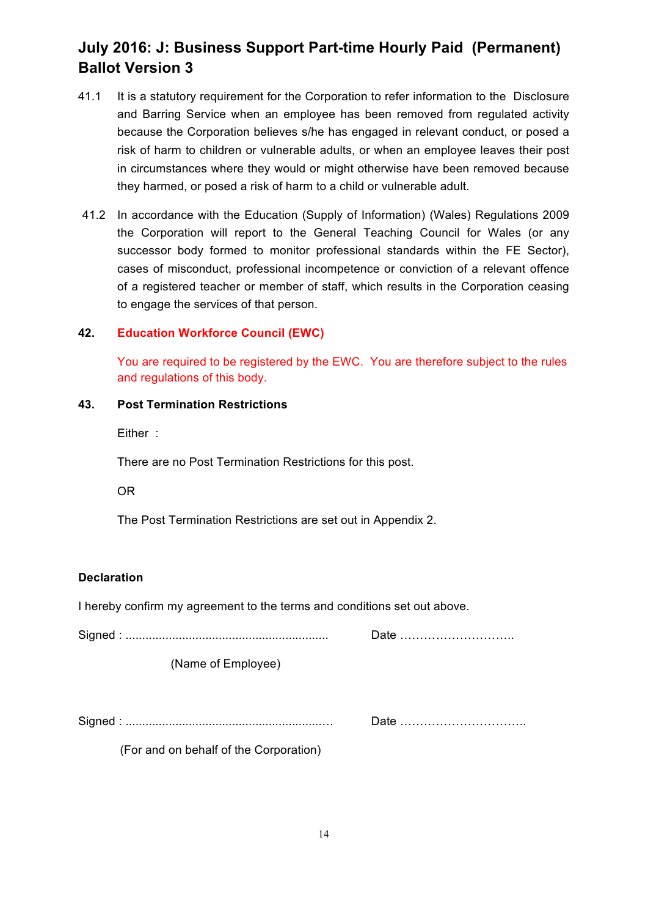# July 2016: J: Business Support Part-time Hourly Paid (Permanent) Ballot Version 3

41.1 It is a statutory requirement for the Corporation to refer information to the Disclosure and Barring Service when an employee has been removed from regulated activity because the Corporation believes s/he has engaged in relevant conduct, or posed a risk of harm to children or vulnerable adults, or when an employee leaves their post in circumstances where they would or might otherwise have been removed because they harmed, or posed a risk of harm to a child or vulnerable adult.

41.2 In accordance with the Education (Supply of Information) (Wales) Regulations 2009 the Corporation will report to the General Teaching Council for Wales (or any successor body formed to monitor professional standards within the FE Sector), cases of misconduct, professional incompetence or conviction of a relevant offence of a registered teacher or member of staff, which results in the Corporation ceasing to engage the services of that person.

**42. Education Workforce Council (EWC)**

You are required to be registered by the EWC. You are therefore subject to the rules and regulations of this body.

**43. Post Termination Restrictions**

Either :

There are no Post Termination Restrictions for this post.

OR

The Post Termination Restrictions are set out in Appendix 2.

**Declaration**

I hereby confirm my agreement to the terms and conditions set out above.

Signed : ............................................................ Date ………………………..

(Name of Employee)

Signed : ............................................................ Date …………………………..

(For and on behalf of the Corporation)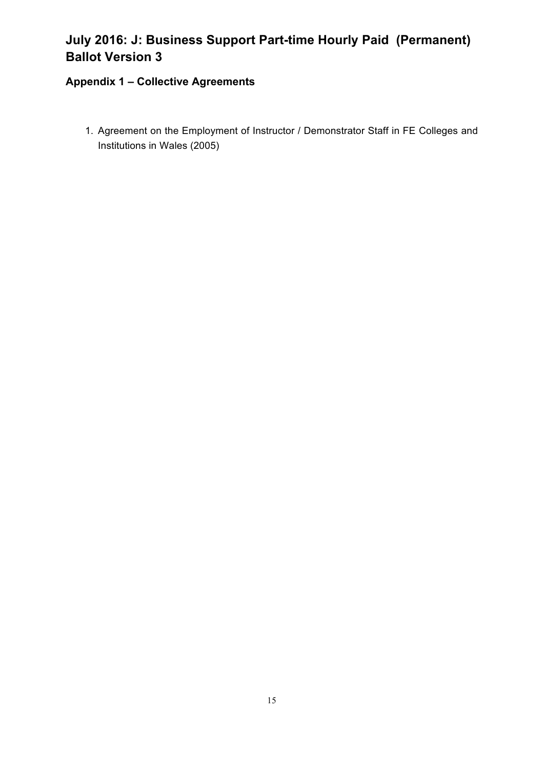# July 2016: J: Business Support Part-time Hourly Paid (Permanent) Ballot Version 3

## Appendix 1 – Collective Agreements

1. Agreement on the Employment of Instructor / Demonstrator Staff in FE Colleges and Institutions in Wales (2005)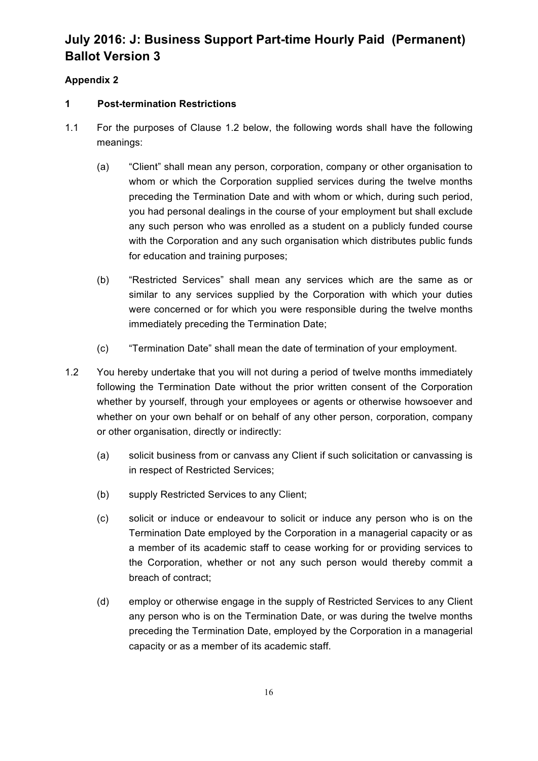# July 2016: J: Business Support Part-time Hourly Paid (Permanent) Ballot Version 3

**Appendix 2**

**1 Post-termination Restrictions**

1.1 For the purposes of Clause 1.2 below, the following words shall have the following meanings:

(a) "Client" shall mean any person, corporation, company or other organisation to whom or which the Corporation supplied services during the twelve months preceding the Termination Date and with whom or which, during such period, you had personal dealings in the course of your employment but shall exclude any such person who was enrolled as a student on a publicly funded course with the Corporation and any such organisation which distributes public funds for education and training purposes;

(b) "Restricted Services" shall mean any services which are the same as or similar to any services supplied by the Corporation with which your duties were concerned or for which you were responsible during the twelve months immediately preceding the Termination Date;

(c) "Termination Date" shall mean the date of termination of your employment.

1.2 You hereby undertake that you will not during a period of twelve months immediately following the Termination Date without the prior written consent of the Corporation whether by yourself, through your employees or agents or otherwise howsoever and whether on your own behalf or on behalf of any other person, corporation, company or other organisation, directly or indirectly:

(a) solicit business from or canvass any Client if such solicitation or canvassing is in respect of Restricted Services;

(b) supply Restricted Services to any Client;

(c) solicit or induce or endeavour to solicit or induce any person who is on the Termination Date employed by the Corporation in a managerial capacity or as a member of its academic staff to cease working for or providing services to the Corporation, whether or not any such person would thereby commit a breach of contract;

(d) employ or otherwise engage in the supply of Restricted Services to any Client any person who is on the Termination Date, or was during the twelve months preceding the Termination Date, employed by the Corporation in a managerial capacity or as a member of its academic staff.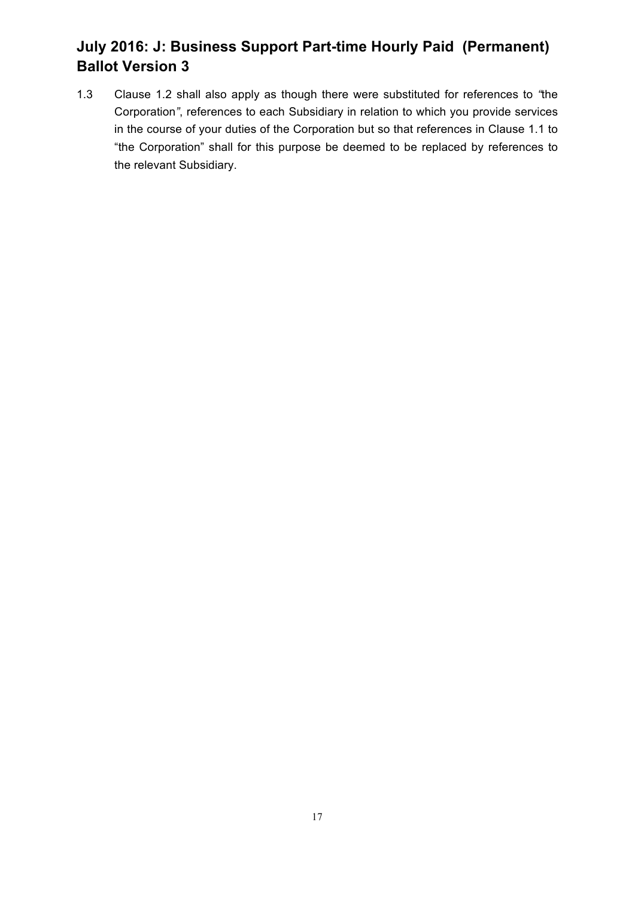## July 2016: J: Business Support Part-time Hourly Paid (Permanent) Ballot Version 3

1.3 Clause 1.2 shall also apply as though there were substituted for references to "the Corporation", references to each Subsidiary in relation to which you provide services in the course of your duties of the Corporation but so that references in Clause 1.1 to "the Corporation" shall for this purpose be deemed to be replaced by references to the relevant Subsidiary.